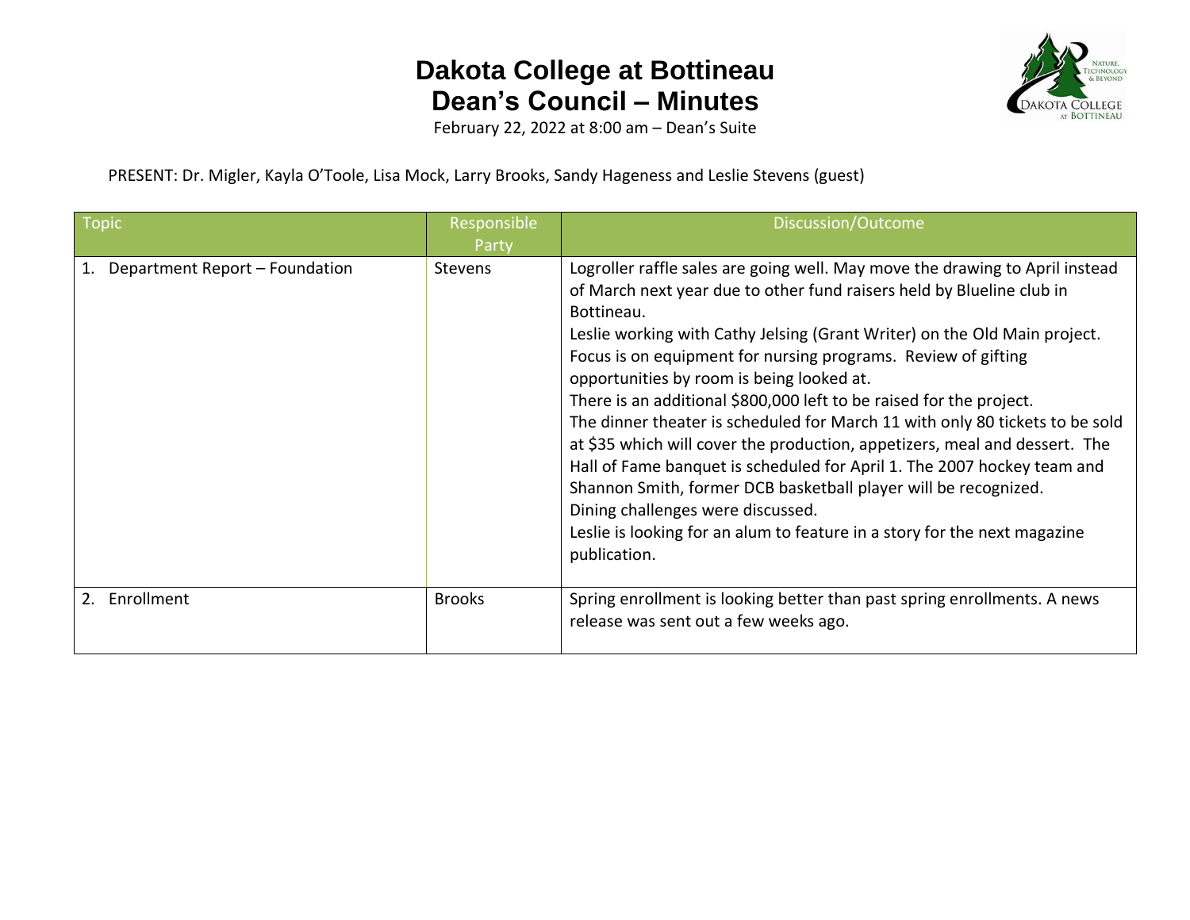# Dakota College at Bottineau
# Dean's Council – Minutes

February 22, 2022 at 8:00 am – Dean's Suite

PRESENT: Dr. Migler, Kayla O'Toole, Lisa Mock, Larry Brooks, Sandy Hageness and Leslie Stevens (guest)

| Topic | Responsible Party | Discussion/Outcome |
|---|---|---|
| 1. Department Report – Foundation | Stevens | Logroller raffle sales are going well. May move the drawing to April instead of March next year due to other fund raisers held by Blueline club in Bottineau.<br>Leslie working with Cathy Jelsing (Grant Writer) on the Old Main project. Focus is on equipment for nursing programs. Review of gifting opportunities by room is being looked at.<br>There is an additional $800,000 left to be raised for the project.<br>The dinner theater is scheduled for March 11 with only 80 tickets to be sold at $35 which will cover the production, appetizers, meal and dessert. The Hall of Fame banquet is scheduled for April 1. The 2007 hockey team and Shannon Smith, former DCB basketball player will be recognized.<br>Dining challenges were discussed.<br>Leslie is looking for an alum to feature in a story for the next magazine publication. |
| 2. Enrollment | Brooks | Spring enrollment is looking better than past spring enrollments. A news release was sent out a few weeks ago. |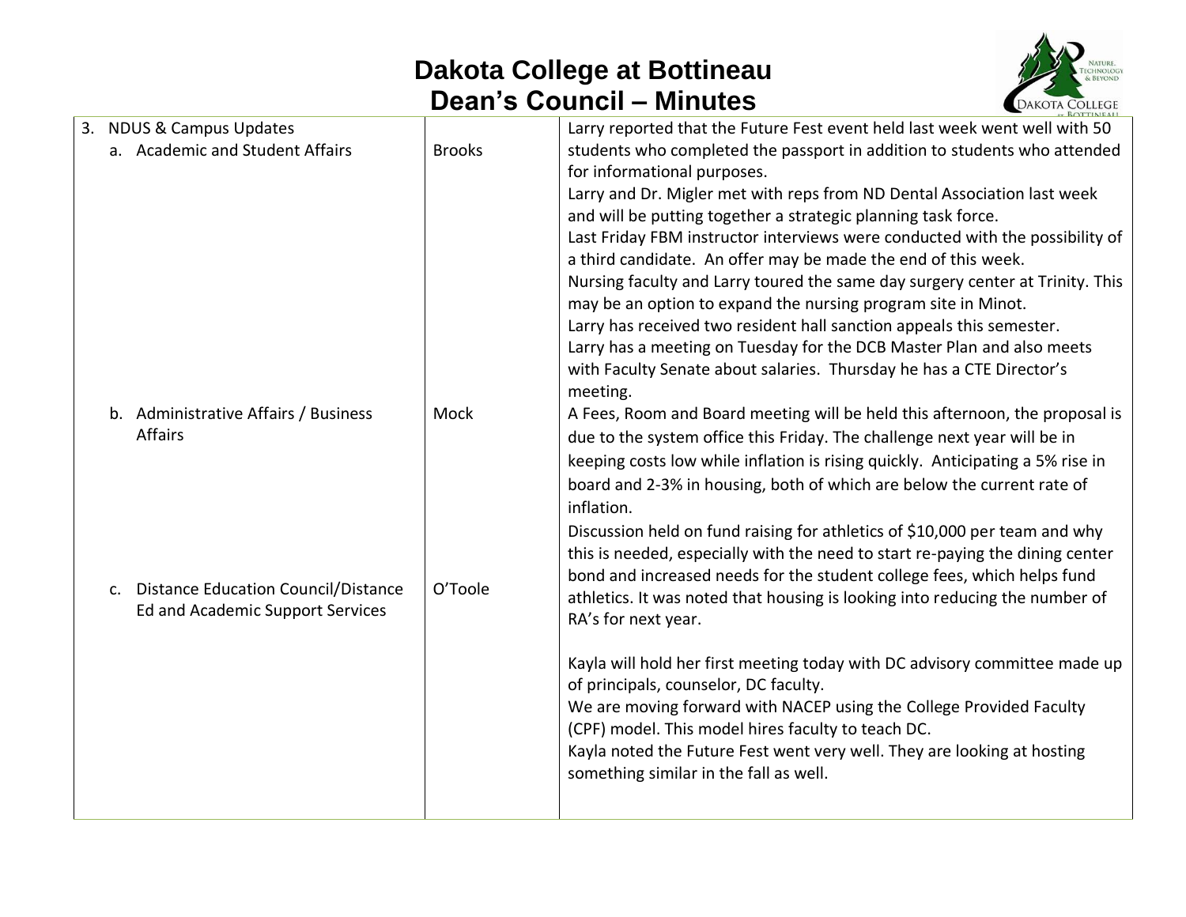# Dakota College at Bottineau
## Dean's Council – Minutes

| | | |
|---|---|---|
| 3. NDUS & Campus Updates<br>a. Academic and Student Affairs | Brooks | Larry reported that the Future Fest event held last week went well with 50 students who completed the passport in addition to students who attended for informational purposes.<br>Larry and Dr. Migler met with reps from ND Dental Association last week and will be putting together a strategic planning task force.<br>Last Friday FBM instructor interviews were conducted with the possibility of a third candidate. An offer may be made the end of this week.<br>Nursing faculty and Larry toured the same day surgery center at Trinity. This may be an option to expand the nursing program site in Minot.<br>Larry has received two resident hall sanction appeals this semester.<br>Larry has a meeting on Tuesday for the DCB Master Plan and also meets with Faculty Senate about salaries. Thursday he has a CTE Director's meeting. |
| b. Administrative Affairs / Business Affairs | Mock | A Fees, Room and Board meeting will be held this afternoon, the proposal is due to the system office this Friday. The challenge next year will be in keeping costs low while inflation is rising quickly. Anticipating a 5% rise in board and 2-3% in housing, both of which are below the current rate of inflation.<br>Discussion held on fund raising for athletics of $10,000 per team and why this is needed, especially with the need to start re-paying the dining center bond and increased needs for the student college fees, which helps fund athletics. It was noted that housing is looking into reducing the number of RA's for next year. |
| c. Distance Education Council/Distance Ed and Academic Support Services | O'Toole | Kayla will hold her first meeting today with DC advisory committee made up of principals, counselor, DC faculty.<br>We are moving forward with NACEP using the College Provided Faculty (CPF) model. This model hires faculty to teach DC.<br>Kayla noted the Future Fest went very well. They are looking at hosting something similar in the fall as well. |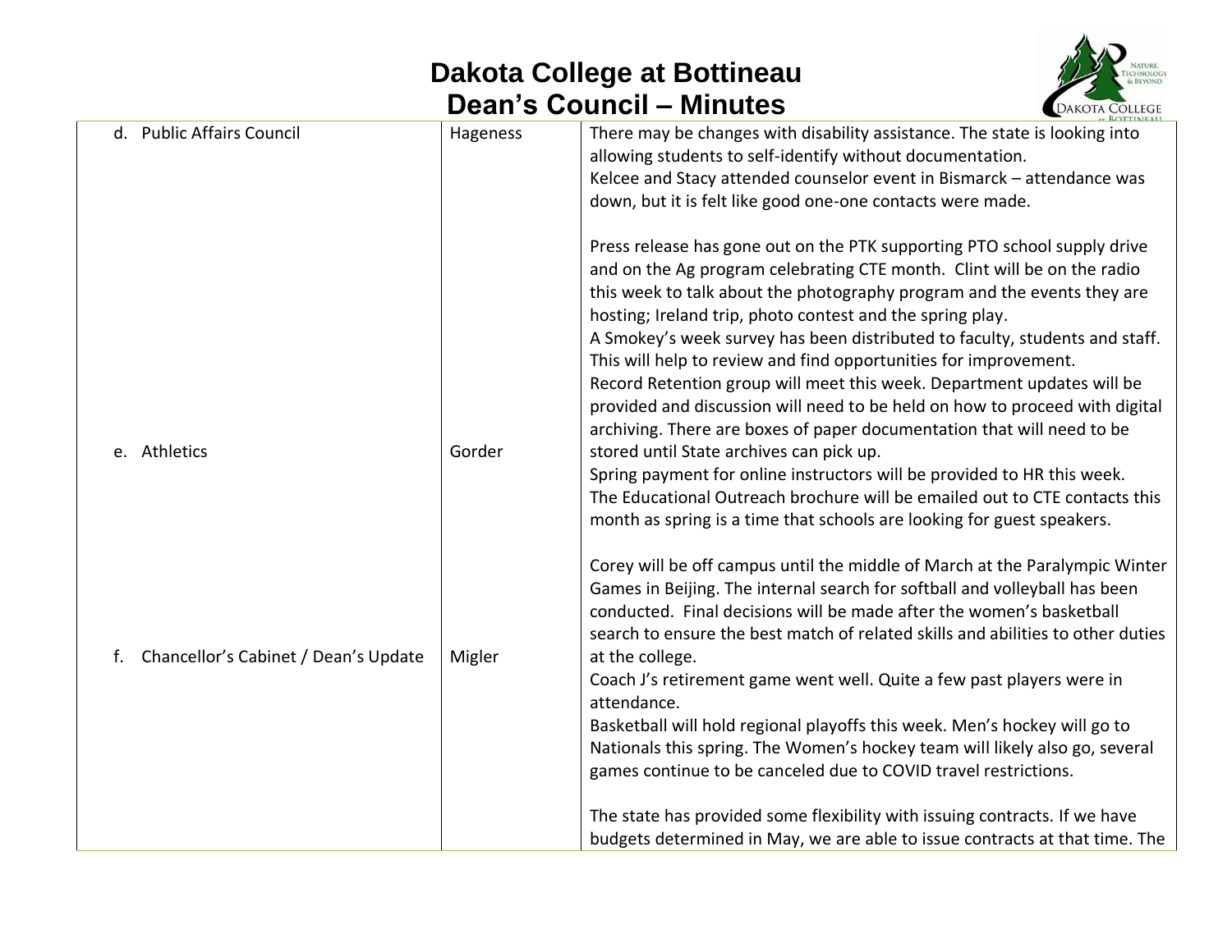| | | |
|---|---|---|
| d. Public Affairs Council | Hageness | There may be changes with disability assistance. The state is looking into allowing students to self-identify without documentation.<br>Kelcee and Stacy attended counselor event in Bismarck – attendance was down, but it is felt like good one-one contacts were made.<br><br>Press release has gone out on the PTK supporting PTO school supply drive and on the Ag program celebrating CTE month. Clint will be on the radio this week to talk about the photography program and the events they are hosting; Ireland trip, photo contest and the spring play.<br>A Smokey's week survey has been distributed to faculty, students and staff. This will help to review and find opportunities for improvement.<br>Record Retention group will meet this week. Department updates will be provided and discussion will need to be held on how to proceed with digital archiving. There are boxes of paper documentation that will need to be stored until State archives can pick up.<br>Spring payment for online instructors will be provided to HR this week.<br>The Educational Outreach brochure will be emailed out to CTE contacts this month as spring is a time that schools are looking for guest speakers. |
| e. Athletics | Gorder | Corey will be off campus until the middle of March at the Paralympic Winter Games in Beijing. The internal search for softball and volleyball has been conducted. Final decisions will be made after the women's basketball search to ensure the best match of related skills and abilities to other duties at the college.<br>Coach J's retirement game went well. Quite a few past players were in attendance.<br>Basketball will hold regional playoffs this week. Men's hockey will go to Nationals this spring. The Women's hockey team will likely also go, several games continue to be canceled due to COVID travel restrictions. |
| f. Chancellor's Cabinet / Dean's Update | Migler | The state has provided some flexibility with issuing contracts. If we have budgets determined in May, we are able to issue contracts at that time. The |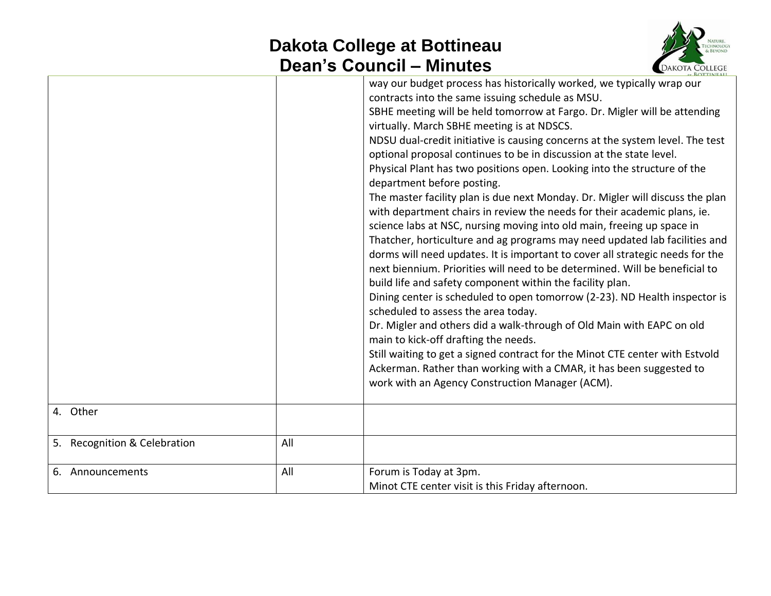| | | |
|---|---|---|
| | | way our budget process has historically worked, we typically wrap our contracts into the same issuing schedule as MSU.<br>SBHE meeting will be held tomorrow at Fargo. Dr. Migler will be attending virtually. March SBHE meeting is at NDSCS.<br>NDSU dual-credit initiative is causing concerns at the system level. The test optional proposal continues to be in discussion at the state level.<br>Physical Plant has two positions open. Looking into the structure of the department before posting.<br>The master facility plan is due next Monday. Dr. Migler will discuss the plan with department chairs in review the needs for their academic plans, ie. science labs at NSC, nursing moving into old main, freeing up space in Thatcher, horticulture and ag programs may need updated lab facilities and dorms will need updates. It is important to cover all strategic needs for the next biennium. Priorities will need to be determined. Will be beneficial to build life and safety component within the facility plan.<br>Dining center is scheduled to open tomorrow (2-23). ND Health inspector is scheduled to assess the area today.<br>Dr. Migler and others did a walk-through of Old Main with EAPC on old main to kick-off drafting the needs.<br>Still waiting to get a signed contract for the Minot CTE center with Estvold Ackerman. Rather than working with a CMAR, it has been suggested to work with an Agency Construction Manager (ACM). |
| 4. Other | | |
| 5. Recognition & Celebration | All | |
| 6. Announcements | All | Forum is Today at 3pm.<br>Minot CTE center visit is this Friday afternoon. |